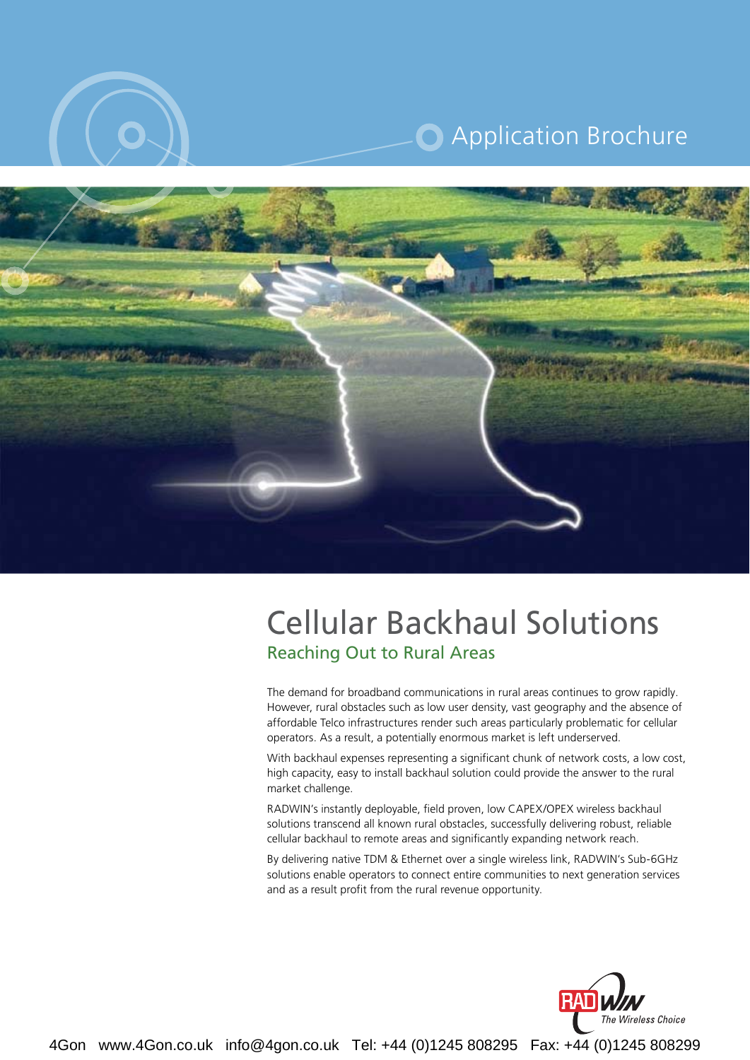Application Brochure

# Cellular Backhaul Solutions

## Reaching Out to Rural Areas

The demand for broadband communications in rural areas continues to grow rapidly. However, rural obstacles such as low user density, vast geography and the absence of affordable Telco infrastructures render such areas particularly problematic for cellular operators. As a result, a potentially enormous market is left underserved.

With backhaul expenses representing a significant chunk of network costs, a low cost, high capacity, easy to install backhaul solution could provide the answer to the rural market challenge.

RADWIN's instantly deployable, field proven, low CAPEX/OPEX wireless backhaul solutions transcend all known rural obstacles, successfully delivering robust, reliable cellular backhaul to remote areas and significantly expanding network reach.

By delivering native TDM & Ethernet over a single wireless link, RADWIN's Sub-6GHz solutions enable operators to connect entire communities to next generation services and as a result profit from the rural revenue opportunity.

RADWIN The Wireless Choice

4Gon www.4Gon.co.uk info@4gon.co.uk Tel: +44 (0)1245 808295 Fax: +44 (0)1245 808299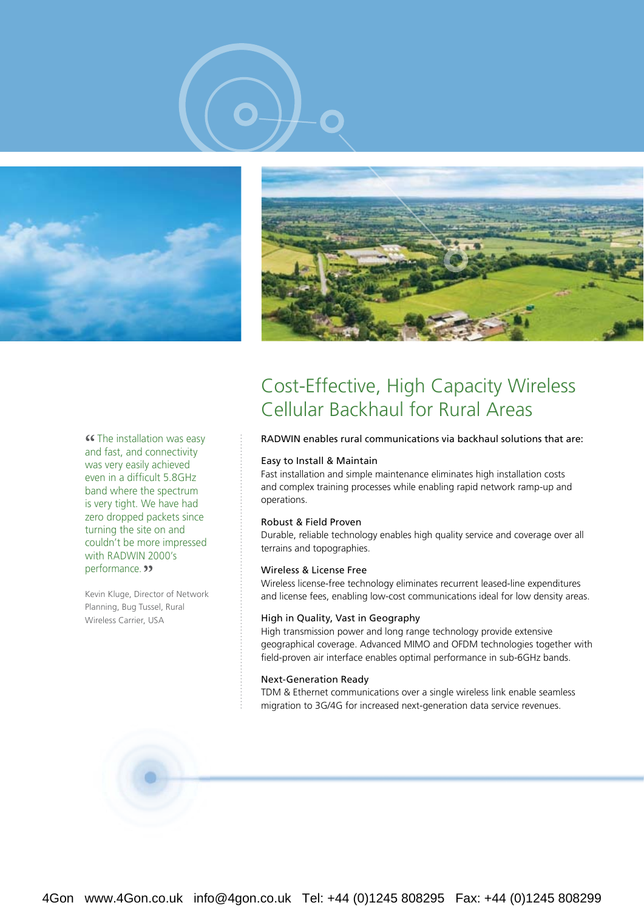## Cost-Effective, High Capacity Wireless Cellular Backhaul for Rural Areas

RADWIN enables rural communications via backhaul solutions that are:

**Easy to Install & Maintain**
Fast installation and simple maintenance eliminates high installation costs and complex training processes while enabling rapid network ramp-up and operations.

**Robust & Field Proven**
Durable, reliable technology enables high quality service and coverage over all terrains and topographies.

**Wireless & License Free**
Wireless license-free technology eliminates recurrent leased-line expenditures and license fees, enabling low-cost communications ideal for low density areas.

**High in Quality, Vast in Geography**
High transmission power and long range technology provide extensive geographical coverage. Advanced MIMO and OFDM technologies together with field-proven air interface enables optimal performance in sub-6GHz bands.

**Next-Generation Ready**
TDM & Ethernet communications over a single wireless link enable seamless migration to 3G/4G for increased next-generation data service revenues.

> “The installation was easy and fast, and connectivity was very easily achieved even in a difficult 5.8GHz band where the spectrum is very tight. We have had zero dropped packets since turning the site on and couldn’t be more impressed with RADWIN 2000’s performance.”
>
> Kevin Kluge, Director of Network Planning, Bug Tussel, Rural Wireless Carrier, USA

4Gon www.4Gon.co.uk info@4gon.co.uk Tel: +44 (0)1245 808295 Fax: +44 (0)1245 808299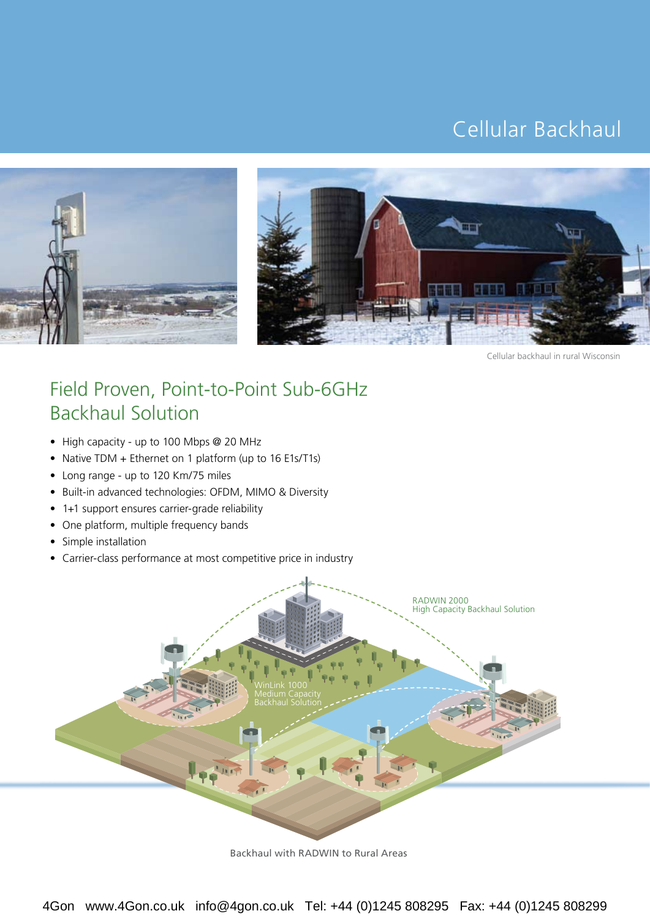# Cellular Backhaul

Cellular backhaul in rural Wisconsin

## Field Proven, Point-to-Point Sub-6GHz Backhaul Solution

- High capacity - up to 100 Mbps @ 20 MHz
- Native TDM + Ethernet on 1 platform (up to 16 E1s/T1s)
- Long range - up to 120 Km/75 miles
- Built-in advanced technologies: OFDM, MIMO & Diversity
- 1+1 support ensures carrier-grade reliability
- One platform, multiple frequency bands
- Simple installation
- Carrier-class performance at most competitive price in industry

RADWIN 2000
High Capacity Backhaul Solution

WinLink 1000
Medium Capacity
Backhaul Solution

Backhaul with RADWIN to Rural Areas

4Gon www.4Gon.co.uk info@4gon.co.uk Tel: +44 (0)1245 808295 Fax: +44 (0)1245 808299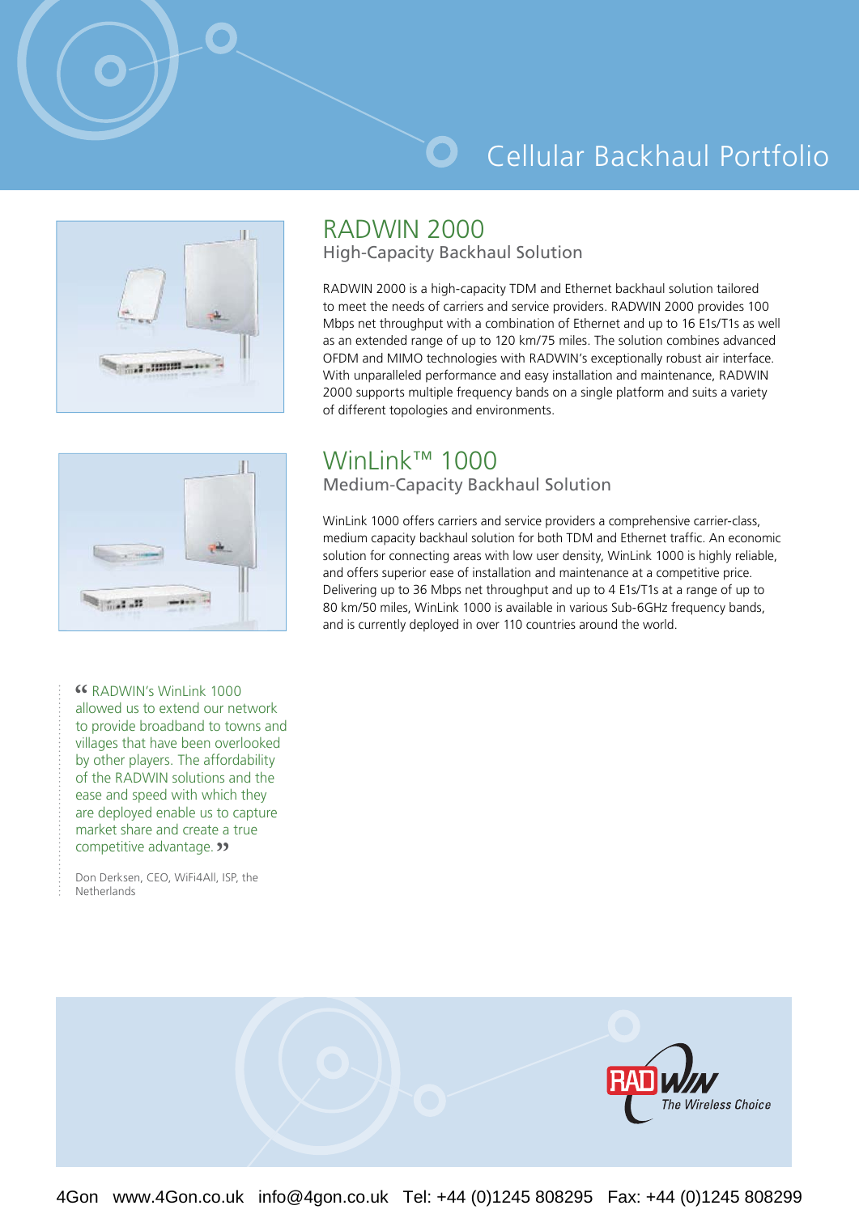# Cellular Backhaul Portfolio

## RADWIN 2000

### High-Capacity Backhaul Solution

RADWIN 2000 is a high-capacity TDM and Ethernet backhaul solution tailored to meet the needs of carriers and service providers. RADWIN 2000 provides 100 Mbps net throughput with a combination of Ethernet and up to 16 E1s/T1s as well as an extended range of up to 120 km/75 miles. The solution combines advanced OFDM and MIMO technologies with RADWIN's exceptionally robust air interface. With unparalleled performance and easy installation and maintenance, RADWIN 2000 supports multiple frequency bands on a single platform and suits a variety of different topologies and environments.

## WinLink™ 1000

### Medium-Capacity Backhaul Solution

WinLink 1000 offers carriers and service providers a comprehensive carrier-class, medium capacity backhaul solution for both TDM and Ethernet traffic. An economic solution for connecting areas with low user density, WinLink 1000 is highly reliable, and offers superior ease of installation and maintenance at a competitive price. Delivering up to 36 Mbps net throughput and up to 4 E1s/T1s at a range of up to 80 km/50 miles, WinLink 1000 is available in various Sub-6GHz frequency bands, and is currently deployed in over 110 countries around the world.

> “RADWIN's WinLink 1000 allowed us to extend our network to provide broadband to towns and villages that have been overlooked by other players. The affordability of the RADWIN solutions and the ease and speed with which they are deployed enable us to capture market share and create a true competitive advantage.”
>
> Don Derksen, CEO, WiFi4All, ISP, the Netherlands

RAD WIN The Wireless Choice

4Gon www.4Gon.co.uk info@4gon.co.uk Tel: +44 (0)1245 808295 Fax: +44 (0)1245 808299